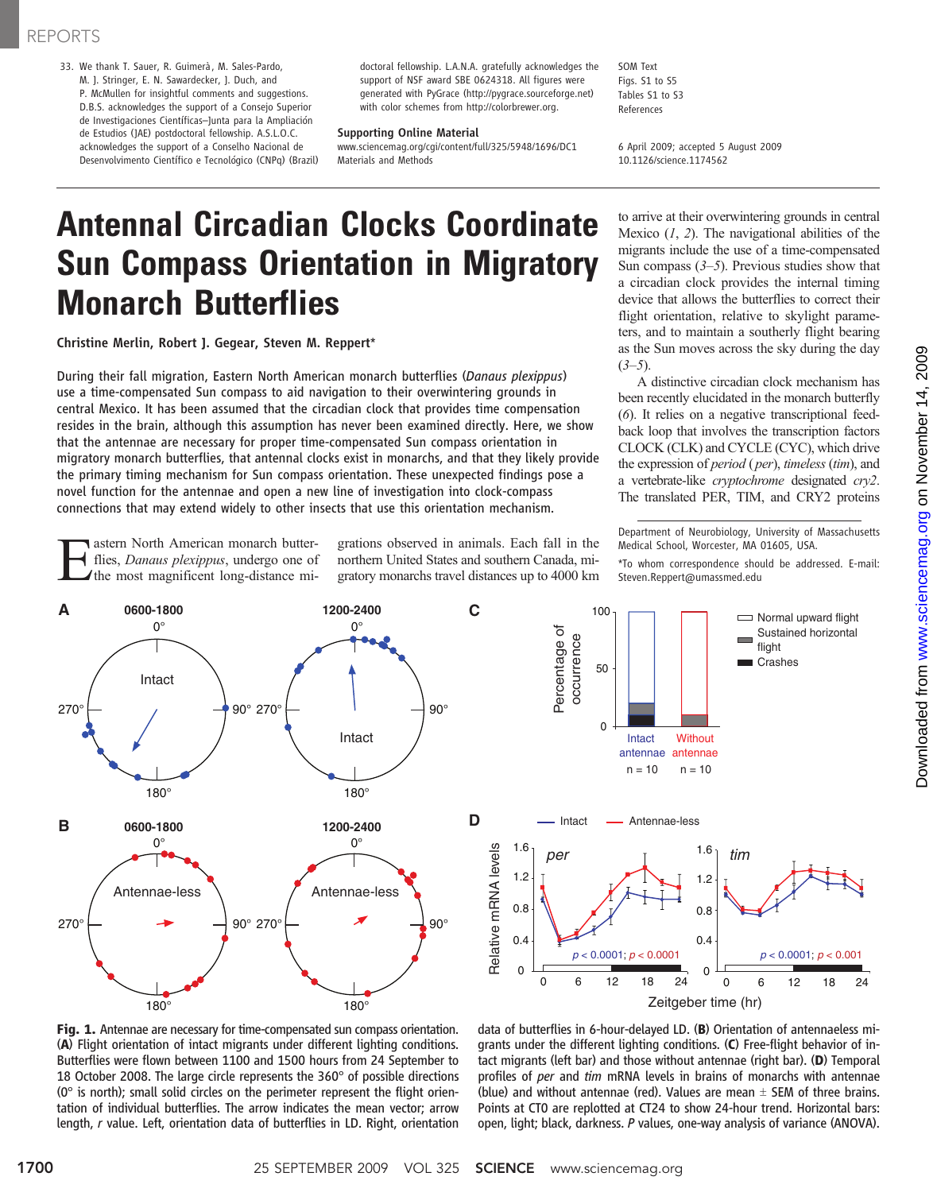33. We thank T. Sauer, R. Guimerà, M. Sales-Pardo, M. J. Stringer, E. N. Sawardecker, J. Duch, and P. McMullen for insightful comments and suggestions. D.B.S. acknowledges the support of a Consejo Superior de Investigaciones Científicas–Junta para la Ampliación de Estudios (JAE) postdoctoral fellowship. A.S.L.O.C. acknowledges the support of a Conselho Nacional de Desenvolvimento Científico e Tecnológico (CNPq) (Brazil) doctoral fellowship. L.A.N.A. gratefully acknowledges the support of NSF award SBE 0624318. All figures were generated with PyGrace (http://pygrace.sourceforge.net) with color schemes from http://colorbrewer.org.

**Supporting Online Material**
www.sciencemag.org/cgi/content/full/325/5948/1696/DC1
Materials and Methods
SOM Text
Figs. S1 to S5
Tables S1 to S3
References

6 April 2009; accepted 5 August 2009
10.1126/science.1174562

# Antennal Circadian Clocks Coordinate Sun Compass Orientation in Migratory Monarch Butterflies

**Christine Merlin, Robert J. Gegear, Steven M. Reppert***

During their fall migration, Eastern North American monarch butterflies (*Danaus plexippus*) use a time-compensated Sun compass to aid navigation to their overwintering grounds in central Mexico. It has been assumed that the circadian clock that provides time compensation resides in the brain, although this assumption has never been examined directly. Here, we show that the antennae are necessary for proper time-compensated Sun compass orientation in migratory monarch butterflies, that antennal clocks exist in monarchs, and that they likely provide the primary timing mechanism for Sun compass orientation. These unexpected findings pose a novel function for the antennae and open a new line of investigation into clock-compass connections that may extend widely to other insects that use this orientation mechanism.

Eastern North American monarch butterflies, *Danaus plexippus*, undergo one of the most magnificent long-distance migrations observed in animals. Each fall in the northern United States and southern Canada, migratory monarchs travel distances up to 4000 km to arrive at their overwintering grounds in central Mexico (*1*, *2*). The navigational abilities of the migrants include the use of a time-compensated Sun compass (*3*–*5*). Previous studies show that a circadian clock provides the internal timing device that allows the butterflies to correct their flight orientation, relative to skylight parameters, and to maintain a southerly flight bearing as the Sun moves across the sky during the day (*3*–*5*).

A distinctive circadian clock mechanism has been recently elucidated in the monarch butterfly (*6*). It relies on a negative transcriptional feedback loop that involves the transcription factors CLOCK (CLK) and CYCLE (CYC), which drive the expression of *period* (*per*), *timeless* (*tim*), and a vertebrate-like *cryptochrome* designated *cry2*. The translated PER, TIM, and CRY2 proteins

Department of Neurobiology, University of Massachusetts Medical School, Worcester, MA 01605, USA.

*To whom correspondence should be addressed. E-mail: Steven.Reppert@umassmed.edu

**Fig. 1.** Antennae are necessary for time-compensated sun compass orientation. (**A**) Flight orientation of intact migrants under different lighting conditions. Butterflies were flown between 1100 and 1500 hours from 24 September to 18 October 2008. The large circle represents the 360° of possible directions (0° is north); small solid circles on the perimeter represent the flight orientation of individual butterflies. The arrow indicates the mean vector; arrow length, *r* value. Left, orientation data of butterflies in LD. Right, orientation data of butterflies in 6-hour-delayed LD. (**B**) Orientation of antennaeless migrants under the different lighting conditions. (**C**) Free-flight behavior of intact migrants (left bar) and those without antennae (right bar). (**D**) Temporal profiles of *per* and *tim* mRNA levels in brains of monarchs with antennae (blue) and without antennae (red). Values are mean ± SEM of three brains. Points at CT0 are replotted at CT24 to show 24-hour trend. Horizontal bars: open, light; black, darkness. *P* values, one-way analysis of variance (ANOVA).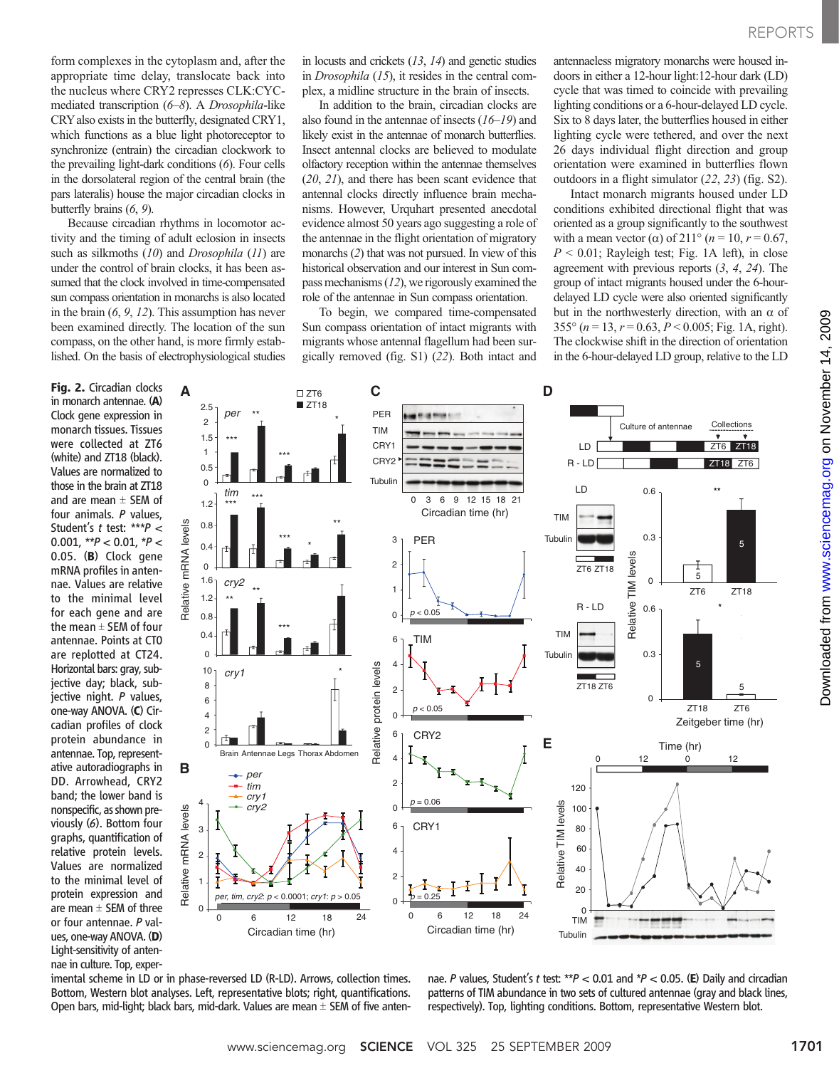form complexes in the cytoplasm and, after the appropriate time delay, translocate back into the nucleus where CRY2 represses CLK:CYC-mediated transcription (6–8). A *Drosophila*-like CRY also exists in the butterfly, designated CRY1, which functions as a blue light photoreceptor to synchronize (entrain) the circadian clockwork to the prevailing light-dark conditions (6). Four cells in the dorsolateral region of the central brain (the pars lateralis) house the major circadian clocks in butterfly brains (6, 9).

Because circadian rhythms in locomotor activity and the timing of adult eclosion in insects such as silkmoths (10) and *Drosophila* (11) are under the control of brain clocks, it has been assumed that the clock involved in time-compensated sun compass orientation in monarchs is also located in the brain (6, 9, 12). This assumption has never been examined directly. The location of the sun compass, on the other hand, is more firmly established. On the basis of electrophysiological studies in locusts and crickets (13, 14) and genetic studies in *Drosophila* (15), it resides in the central complex, a midline structure in the brain of insects.

In addition to the brain, circadian clocks are also found in the antennae of insects (16–19) and likely exist in the antennae of monarch butterflies. Insect antennal clocks are believed to modulate olfactory reception within the antennae themselves (20, 21), and there has been scant evidence that antennal clocks directly influence brain mechanisms. However, Urquhart presented anecdotal evidence almost 50 years ago suggesting a role of the antennae in the flight orientation of migratory monarchs (2) that was not pursued. In view of this historical observation and our interest in Sun compass mechanisms (12), we rigorously examined the role of the antennae in Sun compass orientation.

To begin, we compared time-compensated Sun compass orientation of intact migrants with migrants whose antennal flagellum had been surgically removed (fig. S1) (22). Both intact and antennaeless migratory monarchs were housed indoors in either a 12-hour light:12-hour dark (LD) cycle that was timed to coincide with prevailing lighting conditions or a 6-hour-delayed LD cycle. Six to 8 days later, the butterflies housed in either lighting cycle were tethered, and over the next 26 days individual flight direction and group orientation were examined in butterflies flown outdoors in a flight simulator (22, 23) (fig. S2).

Intact monarch migrants housed under LD conditions exhibited directional flight that was oriented as a group significantly to the southwest with a mean vector (α) of 211° ($n = 10$, $r = 0.67$, $P < 0.01$; Rayleigh test; Fig. 1A left), in close agreement with previous reports (3, 4, 24). The group of intact migrants housed under the 6-hour-delayed LD cycle were also oriented significantly but in the northwesterly direction, with an α of 355° ($n = 13$, $r = 0.63$, $P < 0.005$; Fig. 1A, right). The clockwise shift in the direction of orientation in the 6-hour-delayed LD group, relative to the LD

**Fig. 2.** Circadian clocks in monarch antennae. (**A**) Clock gene expression in monarch tissues. Tissues were collected at ZT6 (white) and ZT18 (black). Values are normalized to those in the brain at ZT18 and are mean ± SEM of four animals. *P* values, Student's *t* test: ***$P < 0.001$, **$P < 0.01$, *$P < 0.05$. (**B**) Clock gene mRNA profiles in antennae. Values are relative to the minimal level for each gene and are the mean ± SEM of four antennae. Points at CT0 are replotted at CT24. Horizontal bars: gray, subjective day; black, subjective night. *P* values, one-way ANOVA. (**C**) Circadian profiles of clock protein abundance in antennae. Top, representative autoradiographs in DD. Arrowhead, CRY2 band; the lower band is nonspecific, as shown previously (6). Bottom four graphs, quantification of relative protein levels. Values are normalized to the minimal level of protein expression and are mean ± SEM of three or four antennae. *P* values, one-way ANOVA. (**D**) Light-sensitivity of antennae in culture. Top, experimental scheme in LD or in phase-reversed LD (R-LD). Arrows, collection times. Bottom, Western blot analyses. Left, representative blots; right, quantifications. Open bars, mid-light; black bars, mid-dark. Values are mean ± SEM of five antennae. *P* values, Student's *t* test: **$P < 0.01$ and *$P < 0.05$. (**E**) Daily and circadian patterns of TIM abundance in two sets of cultured antennae (gray and black lines, respectively). Top, lighting conditions. Bottom, representative Western blot.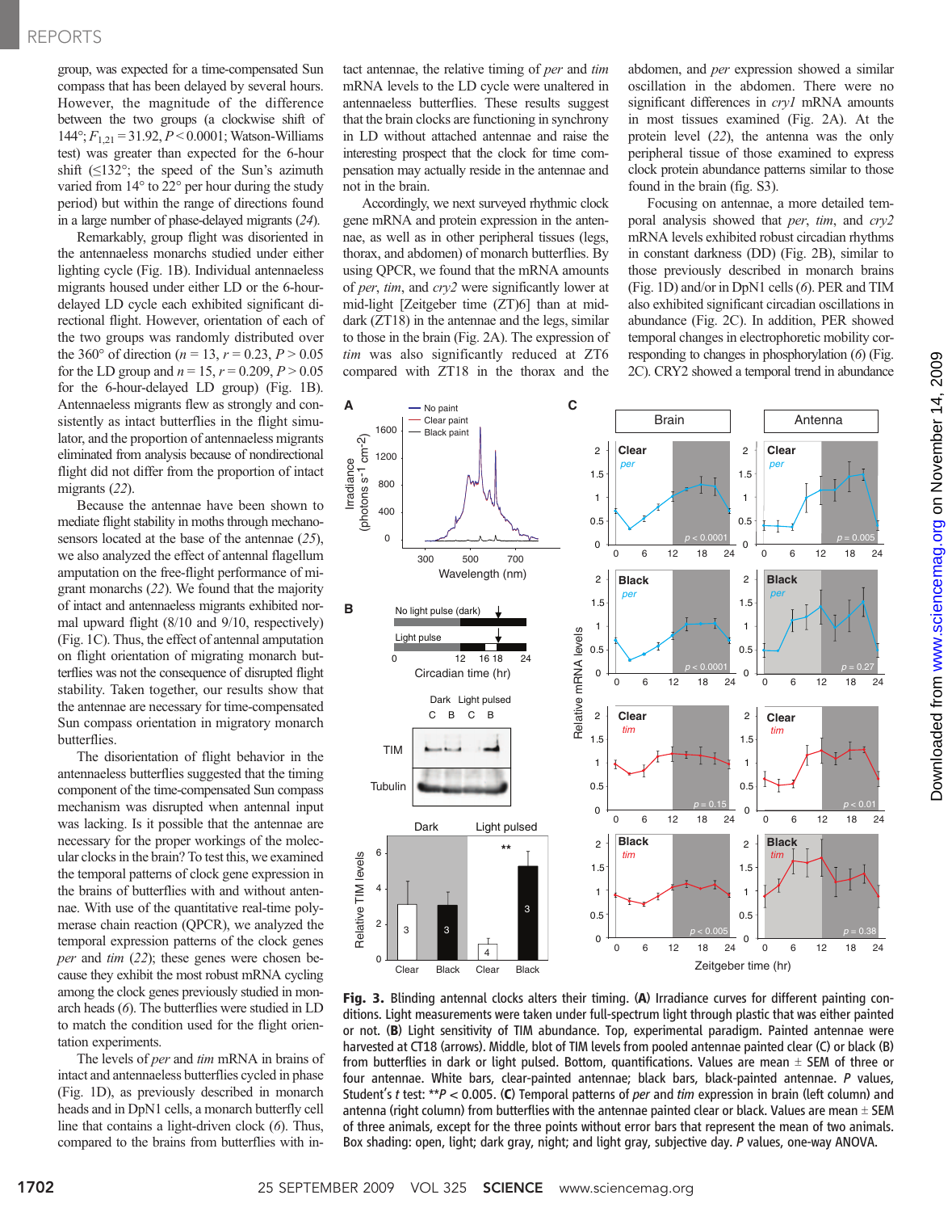group, was expected for a time-compensated Sun compass that has been delayed by several hours. However, the magnitude of the difference between the two groups (a clockwise shift of 144°; $F_{1,21} = 31.92$, $P < 0.0001$; Watson-Williams test) was greater than expected for the 6-hour shift (≤132°; the speed of the Sun's azimuth varied from 14° to 22° per hour during the study period) but within the range of directions found in a large number of phase-delayed migrants (*24*).

Remarkably, group flight was disoriented in the antennaeless monarchs studied under either lighting cycle (Fig. 1B). Individual antennaeless migrants housed under either LD or the 6-hour-delayed LD cycle each exhibited significant directional flight. However, orientation of each of the two groups was randomly distributed over the 360° of direction ($n = 13$, $r = 0.23$, $P > 0.05$ for the LD group and $n = 15$, $r = 0.209$, $P > 0.05$ for the 6-hour-delayed LD group) (Fig. 1B). Antennaeless migrants flew as strongly and consistently as intact butterflies in the flight simulator, and the proportion of antennaeless migrants eliminated from analysis because of nondirectional flight did not differ from the proportion of intact migrants (*22*).

Because the antennae have been shown to mediate flight stability in moths through mechanosensors located at the base of the antennae (*25*), we also analyzed the effect of antennal flagellum amputation on the free-flight performance of migrant monarchs (*22*). We found that the majority of intact and antennaeless migrants exhibited normal upward flight (8/10 and 9/10, respectively) (Fig. 1C). Thus, the effect of antennal amputation on flight orientation of migrating monarch butterflies was not the consequence of disrupted flight stability. Taken together, our results show that the antennae are necessary for time-compensated Sun compass orientation in migratory monarch butterflies.

The disorientation of flight behavior in the antennaeless butterflies suggested that the timing component of the time-compensated Sun compass mechanism was disrupted when antennal input was lacking. Is it possible that the antennae are necessary for the proper workings of the molecular clocks in the brain? To test this, we examined the temporal patterns of clock gene expression in the brains of butterflies with and without antennae. With use of the quantitative real-time polymerase chain reaction (QPCR), we analyzed the temporal expression patterns of the clock genes *per* and *tim* (*22*); these genes were chosen because they exhibit the most robust mRNA cycling among the clock genes previously studied in monarch heads (*6*). The butterflies were studied in LD to match the condition used for the flight orientation experiments.

The levels of *per* and *tim* mRNA in brains of intact and antennaeless butterflies cycled in phase (Fig. 1D), as previously described in monarch heads and in DpN1 cells, a monarch butterfly cell line that contains a light-driven clock (*6*). Thus, compared to the brains from butterflies with intact antennae, the relative timing of *per* and *tim* mRNA levels to the LD cycle were unaltered in antennaeless butterflies. These results suggest that the brain clocks are functioning in synchrony in LD without attached antennae and raise the interesting prospect that the clock for time compensation may actually reside in the antennae and not in the brain.

Accordingly, we next surveyed rhythmic clock gene mRNA and protein expression in the antennae, as well as in other peripheral tissues (legs, thorax, and abdomen) of monarch butterflies. By using QPCR, we found that the mRNA amounts of *per*, *tim*, and *cry2* were significantly lower at mid-light [Zeitgeber time (ZT)6] than at mid-dark (ZT18) in the antennae and the legs, similar to those in the brain (Fig. 2A). The expression of *tim* was also significantly reduced at ZT6 compared with ZT18 in the thorax and the abdomen, and *per* expression showed a similar oscillation in the abdomen. There were no significant differences in *cry1* mRNA amounts in most tissues examined (Fig. 2A). At the protein level (*22*), the antenna was the only peripheral tissue of those examined to express clock protein abundance patterns similar to those found in the brain (fig. S3).

Focusing on antennae, a more detailed temporal analysis showed that *per*, *tim*, and *cry2* mRNA levels exhibited robust circadian rhythms in constant darkness (DD) (Fig. 2B), similar to those previously described in monarch brains (Fig. 1D) and/or in DpN1 cells (*6*). PER and TIM also exhibited significant circadian oscillations in abundance (Fig. 2C). In addition, PER showed temporal changes in electrophoretic mobility corresponding to changes in phosphorylation (*6*) (Fig. 2C). CRY2 showed a temporal trend in abundance

**Fig. 3.** Blinding antennal clocks alters their timing. (**A**) Irradiance curves for different painting conditions. Light measurements were taken under full-spectrum light through plastic that was either painted or not. (**B**) Light sensitivity of TIM abundance. Top, experimental paradigm. Painted antennae were harvested at CT18 (arrows). Middle, blot of TIM levels from pooled antennae painted clear (C) or black (B) from butterflies in dark or light pulsed. Bottom, quantifications. Values are mean ± SEM of three or four antennae. White bars, clear-painted antennae; black bars, black-painted antennae. *P* values, Student's *t* test: $^{**}P < 0.005$. (**C**) Temporal patterns of *per* and *tim* expression in brain (left column) and antenna (right column) from butterflies with the antennae painted clear or black. Values are mean ± SEM of three animals, except for the three points without error bars that represent the mean of two animals. Box shading: open, light; dark gray, night; and light gray, subjective day. *P* values, one-way ANOVA.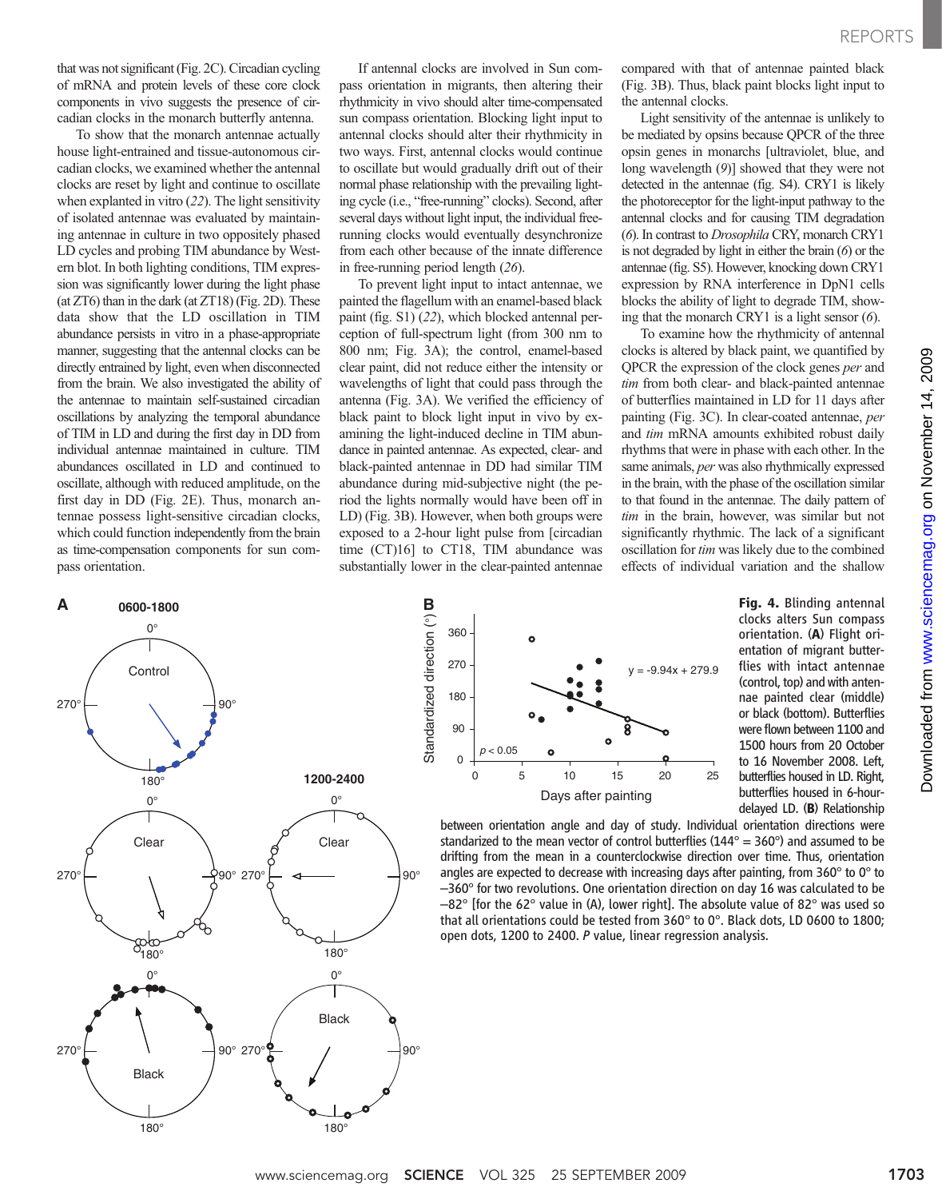that was not significant (Fig. 2C). Circadian cycling of mRNA and protein levels of these core clock components in vivo suggests the presence of circadian clocks in the monarch butterfly antenna.

To show that the monarch antennae actually house light-entrained and tissue-autonomous circadian clocks, we examined whether the antennal clocks are reset by light and continue to oscillate when explanted in vitro (22). The light sensitivity of isolated antennae was evaluated by maintaining antennae in culture in two oppositely phased LD cycles and probing TIM abundance by Western blot. In both lighting conditions, TIM expression was significantly lower during the light phase (at ZT6) than in the dark (at ZT18) (Fig. 2D). These data show that the LD oscillation in TIM abundance persists in vitro in a phase-appropriate manner, suggesting that the antennal clocks can be directly entrained by light, even when disconnected from the brain. We also investigated the ability of the antennae to maintain self-sustained circadian oscillations by analyzing the temporal abundance of TIM in LD and during the first day in DD from individual antennae maintained in culture. TIM abundances oscillated in LD and continued to oscillate, although with reduced amplitude, on the first day in DD (Fig. 2E). Thus, monarch antennae possess light-sensitive circadian clocks, which could function independently from the brain as time-compensation components for sun compass orientation.

If antennal clocks are involved in Sun compass orientation in migrants, then altering their rhythmicity in vivo should alter time-compensated sun compass orientation. Blocking light input to antennal clocks should alter their rhythmicity in two ways. First, antennal clocks would continue to oscillate but would gradually drift out of their normal phase relationship with the prevailing lighting cycle (i.e., "free-running" clocks). Second, after several days without light input, the individual free-running clocks would eventually desynchronize from each other because of the innate difference in free-running period length (26).

To prevent light input to intact antennae, we painted the flagellum with an enamel-based black paint (fig. S1) (22), which blocked antennal perception of full-spectrum light (from 300 nm to 800 nm; Fig. 3A); the control, enamel-based clear paint, did not reduce either the intensity or wavelengths of light that could pass through the antenna (Fig. 3A). We verified the efficiency of black paint to block light input in vivo by examining the light-induced decline in TIM abundance in painted antennae. As expected, clear- and black-painted antennae in DD had similar TIM abundance during mid-subjective night (the period the lights normally would have been off in LD) (Fig. 3B). However, when both groups were exposed to a 2-hour light pulse from [circadian time (CT)16] to CT18, TIM abundance was substantially lower in the clear-painted antennae compared with that of antennae painted black (Fig. 3B). Thus, black paint blocks light input to the antennal clocks.

Light sensitivity of the antennae is unlikely to be mediated by opsins because QPCR of the three opsin genes in monarchs [ultraviolet, blue, and long wavelength (9)] showed that they were not detected in the antennae (fig. S4). CRY1 is likely the photoreceptor for the light-input pathway to the antennal clocks and for causing TIM degradation (6). In contrast to *Drosophila* CRY, monarch CRY1 is not degraded by light in either the brain (6) or the antennae (fig. S5). However, knocking down CRY1 expression by RNA interference in DpN1 cells blocks the ability of light to degrade TIM, showing that the monarch CRY1 is a light sensor (6).

To examine how the rhythmicity of antennal clocks is altered by black paint, we quantified by QPCR the expression of the clock genes *per* and *tim* from both clear- and black-painted antennae of butterflies maintained in LD for 11 days after painting (Fig. 3C). In clear-coated antennae, *per* and *tim* mRNA amounts exhibited robust daily rhythms that were in phase with each other. In the same animals, *per* was also rhythmically expressed in the brain, with the phase of the oscillation similar to that found in the antennae. The daily pattern of *tim* in the brain, however, was similar but not significantly rhythmic. The lack of a significant oscillation for *tim* was likely due to the combined effects of individual variation and the shallow

**Fig. 4.** Blinding antennal clocks alters Sun compass orientation. (**A**) Flight orientation of migrant butterflies with intact antennae (control, top) and with antennae painted clear (middle) or black (bottom). Butterflies were flown between 1100 and 1500 hours from 20 October to 16 November 2008. Left, butterflies housed in LD. Right, butterflies housed in 6-hour-delayed LD. (**B**) Relationship between orientation angle and day of study. Individual orientation directions were standardized to the mean vector of control butterflies (144° = 360°) and assumed to be drifting from the mean in a counterclockwise direction over time. Thus, orientation angles are expected to decrease with increasing days after painting, from 360° to 0° to –360° for two revolutions. One orientation direction on day 16 was calculated to be –82° [for the 62° value in (A), lower right]. The absolute value of 82° was used so that all orientations could be tested from 360° to 0°. Black dots, LD 0600 to 1800; open dots, 1200 to 2400. *P* value, linear regression analysis.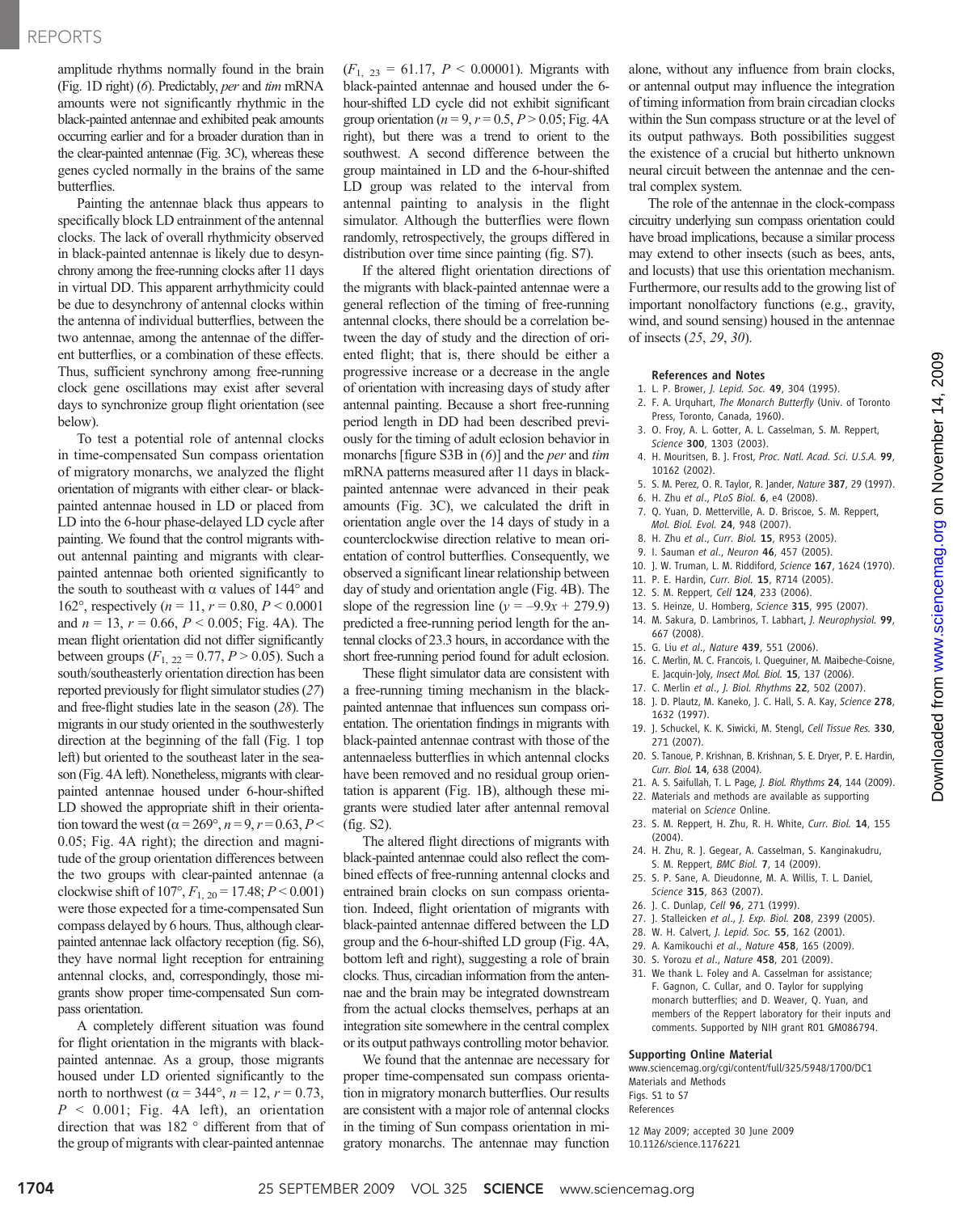amplitude rhythms normally found in the brain (Fig. 1D right) (6). Predictably, *per* and *tim* mRNA amounts were not significantly rhythmic in the black-painted antennae and exhibited peak amounts occurring earlier and for a broader duration than in the clear-painted antennae (Fig. 3C), whereas these genes cycled normally in the brains of the same butterflies.

Painting the antennae black thus appears to specifically block LD entrainment of the antennal clocks. The lack of overall rhythmicity observed in black-painted antennae is likely due to desynchrony among the free-running clocks after 11 days in virtual DD. This apparent arrhythmicity could be due to desynchrony of antennal clocks within the antenna of individual butterflies, between the two antennae, among the antennae of the different butterflies, or a combination of these effects. Thus, sufficient synchrony among free-running clock gene oscillations may exist after several days to synchronize group flight orientation (see below).

To test a potential role of antennal clocks in time-compensated Sun compass orientation of migratory monarchs, we analyzed the flight orientation of migrants with either clear- or black-painted antennae housed in LD or placed from LD into the 6-hour phase-delayed LD cycle after painting. We found that the control migrants without antennal painting and migrants with clear-painted antennae both oriented significantly to the south to southeast with α values of 144° and 162°, respectively ($n = 11$, $r = 0.80$, $P < 0.0001$ and $n = 13$, $r = 0.66$, $P < 0.005$; Fig. 4A). The mean flight orientation did not differ significantly between groups ($F_{1,\ 22} = 0.77$, $P > 0.05$). Such a south/southeasterly orientation direction has been reported previously for flight simulator studies (27) and free-flight studies late in the season (28). The migrants in our study oriented in the southwesterly direction at the beginning of the fall (Fig. 1 top left) but oriented to the southeast later in the season (Fig. 4A left). Nonetheless, migrants with clear-painted antennae housed under 6-hour-shifted LD showed the appropriate shift in their orientation toward the west ($\alpha = 269°$, $n = 9$, $r = 0.63$, $P < 0.05$; Fig. 4A right); the direction and magnitude of the group orientation differences between the two groups with clear-painted antennae (a clockwise shift of 107°, $F_{1,\ 20} = 17.48$; $P < 0.001$) were those expected for a time-compensated Sun compass delayed by 6 hours. Thus, although clear-painted antennae lack olfactory reception (fig. S6), they have normal light reception for entraining antennal clocks, and, correspondingly, those migrants show proper time-compensated Sun compass orientation.

A completely different situation was found for flight orientation in the migrants with black-painted antennae. As a group, those migrants housed under LD oriented significantly to the north to northwest ($\alpha = 344°$, $n = 12$, $r = 0.73$, $P < 0.001$; Fig. 4A left), an orientation direction that was 182 ° different from that of the group of migrants with clear-painted antennae ($F_{1,\ 23} = 61.17$, $P < 0.00001$). Migrants with black-painted antennae and housed under the 6-hour-shifted LD cycle did not exhibit significant group orientation ($n = 9$, $r = 0.5$, $P > 0.05$; Fig. 4A right), but there was a trend to orient to the southwest. A second difference between the group maintained in LD and the 6-hour-shifted LD group was related to the interval from antennal painting to analysis in the flight simulator. Although the butterflies were flown randomly, retrospectively, the groups differed in distribution over time since painting (fig. S7).

If the altered flight orientation directions of the migrants with black-painted antennae were a general reflection of the timing of free-running antennal clocks, there should be a correlation between the day of study and the direction of oriented flight; that is, there should be either a progressive increase or a decrease in the angle of orientation with increasing days of study after antennal painting. Because a short free-running period length in DD had been described previously for the timing of adult eclosion behavior in monarchs [figure S3B in (6)] and the *per* and *tim* mRNA patterns measured after 11 days in black-painted antennae were advanced in their peak amounts (Fig. 3C), we calculated the drift in orientation angle over the 14 days of study in a counterclockwise direction relative to mean orientation of control butterflies. Consequently, we observed a significant linear relationship between day of study and orientation angle (Fig. 4B). The slope of the regression line ($y = -9.9x + 279.9$) predicted a free-running period length for the antennal clocks of 23.3 hours, in accordance with the short free-running period found for adult eclosion.

These flight simulator data are consistent with a free-running timing mechanism in the black-painted antennae that influences sun compass orientation. The orientation findings in migrants with black-painted antennae contrast with those of the antennaeless butterflies in which antennal clocks have been removed and no residual group orientation is apparent (Fig. 1B), although these migrants were studied later after antennal removal (fig. S2).

The altered flight directions of migrants with black-painted antennae could also reflect the combined effects of free-running antennal clocks and entrained brain clocks on sun compass orientation. Indeed, flight orientation of migrants with black-painted antennae differed between the LD group and the 6-hour-shifted LD group (Fig. 4A, bottom left and right), suggesting a role of brain clocks. Thus, circadian information from the antennae and the brain may be integrated downstream from the actual clocks themselves, perhaps at an integration site somewhere in the central complex or its output pathways controlling motor behavior.

We found that the antennae are necessary for proper time-compensated sun compass orientation in migratory monarch butterflies. Our results are consistent with a major role of antennal clocks in the timing of Sun compass orientation in migratory monarchs. The antennae may function alone, without any influence from brain clocks, or antennal output may influence the integration of timing information from brain circadian clocks within the Sun compass structure or at the level of its output pathways. Both possibilities suggest the existence of a crucial but hitherto unknown neural circuit between the antennae and the central complex system.

The role of the antennae in the clock-compass circuitry underlying sun compass orientation could have broad implications, because a similar process may extend to other insects (such as bees, ants, and locusts) that use this orientation mechanism. Furthermore, our results add to the growing list of important nonolfactory functions (e.g., gravity, wind, and sound sensing) housed in the antennae of insects (25, 29, 30).

### References and Notes

1. L. P. Brower, *J. Lepid. Soc.* **49**, 304 (1995).
2. F. A. Urquhart, *The Monarch Butterfly* (Univ. of Toronto Press, Toronto, Canada, 1960).
3. O. Froy, A. L. Gotter, A. L. Casselman, S. M. Reppert, *Science* **300**, 1303 (2003).
4. H. Mouritsen, B. J. Frost, *Proc. Natl. Acad. Sci. U.S.A.* **99**, 10162 (2002).
5. S. M. Perez, O. R. Taylor, R. Jander, *Nature* **387**, 29 (1997).
6. H. Zhu *et al.*, *PLoS Biol.* **6**, e4 (2008).
7. Q. Yuan, D. Metterville, A. D. Briscoe, S. M. Reppert, *Mol. Biol. Evol.* **24**, 948 (2007).
8. H. Zhu *et al.*, *Curr. Biol.* **15**, R953 (2005).
9. I. Sauman *et al.*, *Neuron* **46**, 457 (2005).
10. J. W. Truman, L. M. Riddiford, *Science* **167**, 1624 (1970).
11. P. E. Hardin, *Curr. Biol.* **15**, R714 (2005).
12. S. M. Reppert, *Cell* **124**, 233 (2006).
13. S. Heinze, U. Homberg, *Science* **315**, 995 (2007).
14. M. Sakura, D. Lambrinos, T. Labhart, *J. Neurophysiol.* **99**, 667 (2008).
15. G. Liu *et al.*, *Nature* **439**, 551 (2006).
16. C. Merlin, M. C. Francois, I. Queguiner, M. Maibeche-Coisne, E. Jacquin-Joly, *Insect Mol. Biol.* **15**, 137 (2006).
17. C. Merlin *et al.*, *J. Biol. Rhythms* **22**, 502 (2007).
18. J. D. Plautz, M. Kaneko, J. C. Hall, S. A. Kay, *Science* **278**, 1632 (1997).
19. J. Schuckel, K. K. Siwicki, M. Stengl, *Cell Tissue Res.* **330**, 271 (2007).
20. S. Tanoue, P. Krishnan, B. Krishnan, S. E. Dryer, P. E. Hardin, *Curr. Biol.* **14**, 638 (2004).
21. A. S. Saifullah, T. L. Page, *J. Biol. Rhythms* **24**, 144 (2009).
22. Materials and methods are available as supporting material on *Science* Online.
23. S. M. Reppert, H. Zhu, R. H. White, *Curr. Biol.* **14**, 155 (2004).
24. H. Zhu, R. J. Gegear, A. Casselman, S. Kanginakudru, S. M. Reppert, *BMC Biol.* **7**, 14 (2009).
25. S. P. Sane, A. Dieudonne, M. A. Willis, T. L. Daniel, *Science* **315**, 863 (2007).
26. J. C. Dunlap, *Cell* **96**, 271 (1999).
27. J. Stalleicken *et al.*, *J. Exp. Biol.* **208**, 2399 (2005).
28. W. H. Calvert, *J. Lepid. Soc.* **55**, 162 (2001).
29. A. Kamikouchi *et al.*, *Nature* **458**, 165 (2009).
30. S. Yorozu *et al.*, *Nature* **458**, 201 (2009).
31. We thank L. Foley and A. Casselman for assistance; F. Gagnon, C. Cullar, and O. Taylor for supplying monarch butterflies; and D. Weaver, Q. Yuan, and members of the Reppert laboratory for their inputs and comments. Supported by NIH grant R01 GM086794.

### Supporting Online Material

www.sciencemag.org/cgi/content/full/325/5948/1700/DC1
Materials and Methods
Figs. S1 to S7
References

12 May 2009; accepted 30 June 2009
10.1126/science.1176221